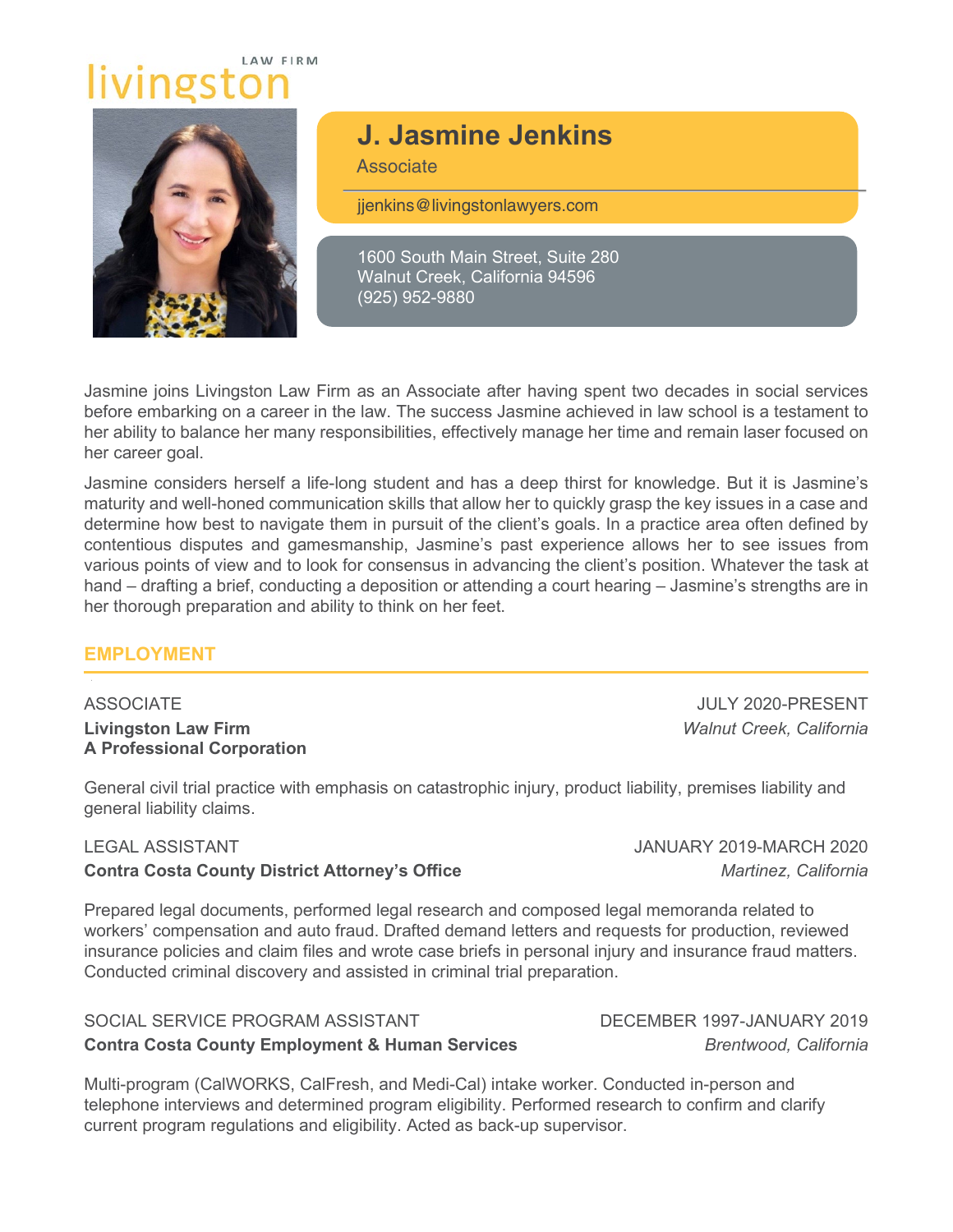livingston LAW FIRM

# J. Jasmine Jenkins

Associate

jjenkins@livingstonlawyers.com

1600 South Main Street, Suite 280
Walnut Creek, California 94596
(925) 952-9880

Jasmine joins Livingston Law Firm as an Associate after having spent two decades in social services before embarking on a career in the law. The success Jasmine achieved in law school is a testament to her ability to balance her many responsibilities, effectively manage her time and remain laser focused on her career goal.

Jasmine considers herself a life-long student and has a deep thirst for knowledge. But it is Jasmine's maturity and well-honed communication skills that allow her to quickly grasp the key issues in a case and determine how best to navigate them in pursuit of the client's goals. In a practice area often defined by contentious disputes and gamesmanship, Jasmine's past experience allows her to see issues from various points of view and to look for consensus in advancing the client's position. Whatever the task at hand – drafting a brief, conducting a deposition or attending a court hearing – Jasmine's strengths are in her thorough preparation and ability to think on her feet.

## EMPLOYMENT

ASSOCIATE — JULY 2020-PRESENT
**Livingston Law Firm**
**A Professional Corporation**
*Walnut Creek, California*

General civil trial practice with emphasis on catastrophic injury, product liability, premises liability and general liability claims.

LEGAL ASSISTANT — JANUARY 2019-MARCH 2020
**Contra Costa County District Attorney's Office**
*Martinez, California*

Prepared legal documents, performed legal research and composed legal memoranda related to workers' compensation and auto fraud. Drafted demand letters and requests for production, reviewed insurance policies and claim files and wrote case briefs in personal injury and insurance fraud matters. Conducted criminal discovery and assisted in criminal trial preparation.

SOCIAL SERVICE PROGRAM ASSISTANT — DECEMBER 1997-JANUARY 2019
**Contra Costa County Employment & Human Services**
*Brentwood, California*

Multi-program (CalWORKS, CalFresh, and Medi-Cal) intake worker. Conducted in-person and telephone interviews and determined program eligibility. Performed research to confirm and clarify current program regulations and eligibility. Acted as back-up supervisor.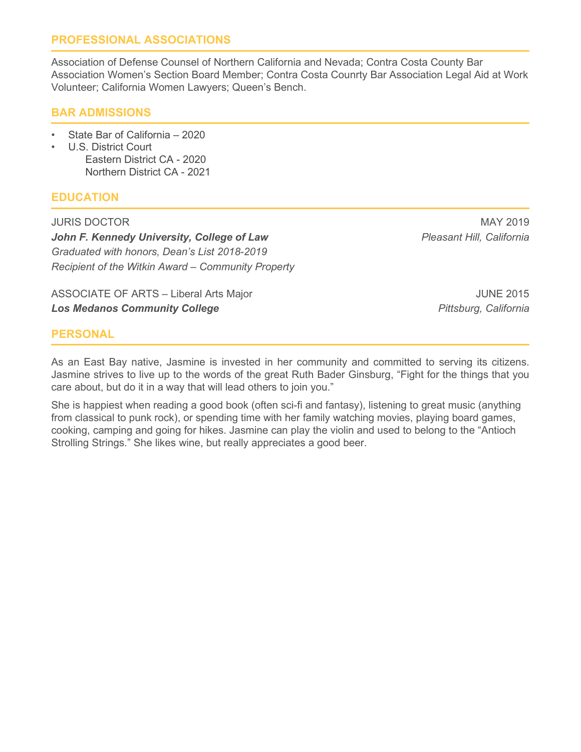## PROFESSIONAL ASSOCIATIONS

Association of Defense Counsel of Northern California and Nevada; Contra Costa County Bar Association Women's Section Board Member; Contra Costa Counrty Bar Association Legal Aid at Work Volunteer; California Women Lawyers; Queen's Bench.

## BAR ADMISSIONS

- State Bar of California – 2020
- U.S. District Court
  - Eastern District CA - 2020
  - Northern District CA - 2021

## EDUCATION

JURIS DOCTOR — MAY 2019

***John F. Kennedy University, College of Law*** — *Pleasant Hill, California*

*Graduated with honors, Dean's List 2018-2019*

*Recipient of the Witkin Award – Community Property*

ASSOCIATE OF ARTS – Liberal Arts Major — JUNE 2015

***Los Medanos Community College*** — *Pittsburg, California*

## PERSONAL

As an East Bay native, Jasmine is invested in her community and committed to serving its citizens. Jasmine strives to live up to the words of the great Ruth Bader Ginsburg, "Fight for the things that you care about, but do it in a way that will lead others to join you."

She is happiest when reading a good book (often sci-fi and fantasy), listening to great music (anything from classical to punk rock), or spending time with her family watching movies, playing board games, cooking, camping and going for hikes. Jasmine can play the violin and used to belong to the "Antioch Strolling Strings." She likes wine, but really appreciates a good beer.